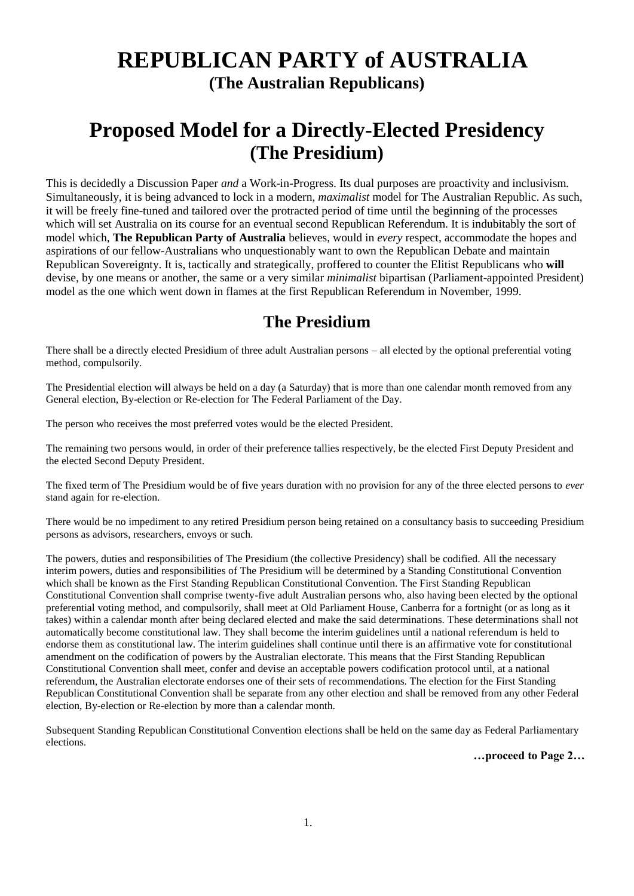# REPUBLICAN PARTY of AUSTRALIA
**(The Australian Republicans)**

# Proposed Model for a Directly-Elected Presidency
**(The Presidium)**

This is decidedly a Discussion Paper *and* a Work-in-Progress. Its dual purposes are proactivity and inclusivism. Simultaneously, it is being advanced to lock in a modern, *maximalist* model for The Australian Republic. As such, it will be freely fine-tuned and tailored over the protracted period of time until the beginning of the processes which will set Australia on its course for an eventual second Republican Referendum. It is indubitably the sort of model which, **The Republican Party of Australia** believes, would in *every* respect, accommodate the hopes and aspirations of our fellow-Australians who unquestionably want to own the Republican Debate and maintain Republican Sovereignty. It is, tactically and strategically, proffered to counter the Elitist Republicans who **will** devise, by one means or another, the same or a very similar *minimalist* bipartisan (Parliament-appointed President) model as the one which went down in flames at the first Republican Referendum in November, 1999.

## The Presidium

There shall be a directly elected Presidium of three adult Australian persons – all elected by the optional preferential voting method, compulsorily.

The Presidential election will always be held on a day (a Saturday) that is more than one calendar month removed from any General election, By-election or Re-election for The Federal Parliament of the Day.

The person who receives the most preferred votes would be the elected President.

The remaining two persons would, in order of their preference tallies respectively, be the elected First Deputy President and the elected Second Deputy President.

The fixed term of The Presidium would be of five years duration with no provision for any of the three elected persons to *ever* stand again for re-election.

There would be no impediment to any retired Presidium person being retained on a consultancy basis to succeeding Presidium persons as advisors, researchers, envoys or such.

The powers, duties and responsibilities of The Presidium (the collective Presidency) shall be codified. All the necessary interim powers, duties and responsibilities of The Presidium will be determined by a Standing Constitutional Convention which shall be known as the First Standing Republican Constitutional Convention. The First Standing Republican Constitutional Convention shall comprise twenty-five adult Australian persons who, also having been elected by the optional preferential voting method, and compulsorily, shall meet at Old Parliament House, Canberra for a fortnight (or as long as it takes) within a calendar month after being declared elected and make the said determinations. These determinations shall not automatically become constitutional law. They shall become the interim guidelines until a national referendum is held to endorse them as constitutional law. The interim guidelines shall continue until there is an affirmative vote for constitutional amendment on the codification of powers by the Australian electorate. This means that the First Standing Republican Constitutional Convention shall meet, confer and devise an acceptable powers codification protocol until, at a national referendum, the Australian electorate endorses one of their sets of recommendations. The election for the First Standing Republican Constitutional Convention shall be separate from any other election and shall be removed from any other Federal election, By-election or Re-election by more than a calendar month.

Subsequent Standing Republican Constitutional Convention elections shall be held on the same day as Federal Parliamentary elections.

**…proceed to Page 2…**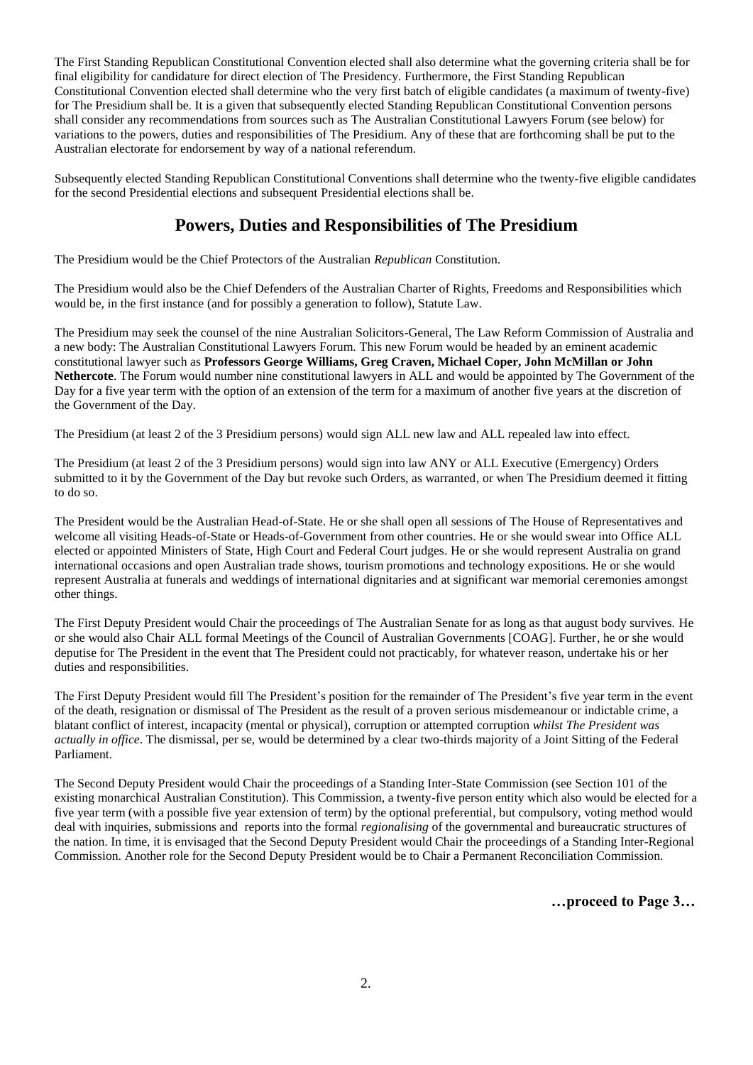The First Standing Republican Constitutional Convention elected shall also determine what the governing criteria shall be for final eligibility for candidature for direct election of The Presidency. Furthermore, the First Standing Republican Constitutional Convention elected shall determine who the very first batch of eligible candidates (a maximum of twenty-five) for The Presidium shall be. It is a given that subsequently elected Standing Republican Constitutional Convention persons shall consider any recommendations from sources such as The Australian Constitutional Lawyers Forum (see below) for variations to the powers, duties and responsibilities of The Presidium. Any of these that are forthcoming shall be put to the Australian electorate for endorsement by way of a national referendum.

Subsequently elected Standing Republican Constitutional Conventions shall determine who the twenty-five eligible candidates for the second Presidential elections and subsequent Presidential elections shall be.

## Powers, Duties and Responsibilities of The Presidium

The Presidium would be the Chief Protectors of the Australian *Republican* Constitution.

The Presidium would also be the Chief Defenders of the Australian Charter of Rights, Freedoms and Responsibilities which would be, in the first instance (and for possibly a generation to follow), Statute Law.

The Presidium may seek the counsel of the nine Australian Solicitors-General, The Law Reform Commission of Australia and a new body: The Australian Constitutional Lawyers Forum. This new Forum would be headed by an eminent academic constitutional lawyer such as **Professors George Williams, Greg Craven, Michael Coper, John McMillan or John Nethercote**. The Forum would number nine constitutional lawyers in ALL and would be appointed by The Government of the Day for a five year term with the option of an extension of the term for a maximum of another five years at the discretion of the Government of the Day.

The Presidium (at least 2 of the 3 Presidium persons) would sign ALL new law and ALL repealed law into effect.

The Presidium (at least 2 of the 3 Presidium persons) would sign into law ANY or ALL Executive (Emergency) Orders submitted to it by the Government of the Day but revoke such Orders, as warranted, or when The Presidium deemed it fitting to do so.

The President would be the Australian Head-of-State. He or she shall open all sessions of The House of Representatives and welcome all visiting Heads-of-State or Heads-of-Government from other countries. He or she would swear into Office ALL elected or appointed Ministers of State, High Court and Federal Court judges. He or she would represent Australia on grand international occasions and open Australian trade shows, tourism promotions and technology expositions. He or she would represent Australia at funerals and weddings of international dignitaries and at significant war memorial ceremonies amongst other things.

The First Deputy President would Chair the proceedings of The Australian Senate for as long as that august body survives. He or she would also Chair ALL formal Meetings of the Council of Australian Governments [COAG]. Further, he or she would deputise for The President in the event that The President could not practicably, for whatever reason, undertake his or her duties and responsibilities.

The First Deputy President would fill The President's position for the remainder of The President's five year term in the event of the death, resignation or dismissal of The President as the result of a proven serious misdemeanour or indictable crime, a blatant conflict of interest, incapacity (mental or physical), corruption or attempted corruption *whilst The President was actually in office*. The dismissal, per se, would be determined by a clear two-thirds majority of a Joint Sitting of the Federal Parliament.

The Second Deputy President would Chair the proceedings of a Standing Inter-State Commission (see Section 101 of the existing monarchical Australian Constitution). This Commission, a twenty-five person entity which also would be elected for a five year term (with a possible five year extension of term) by the optional preferential, but compulsory, voting method would deal with inquiries, submissions and reports into the formal *regionalising* of the governmental and bureaucratic structures of the nation. In time, it is envisaged that the Second Deputy President would Chair the proceedings of a Standing Inter-Regional Commission. Another role for the Second Deputy President would be to Chair a Permanent Reconciliation Commission.

**…proceed to Page 3…**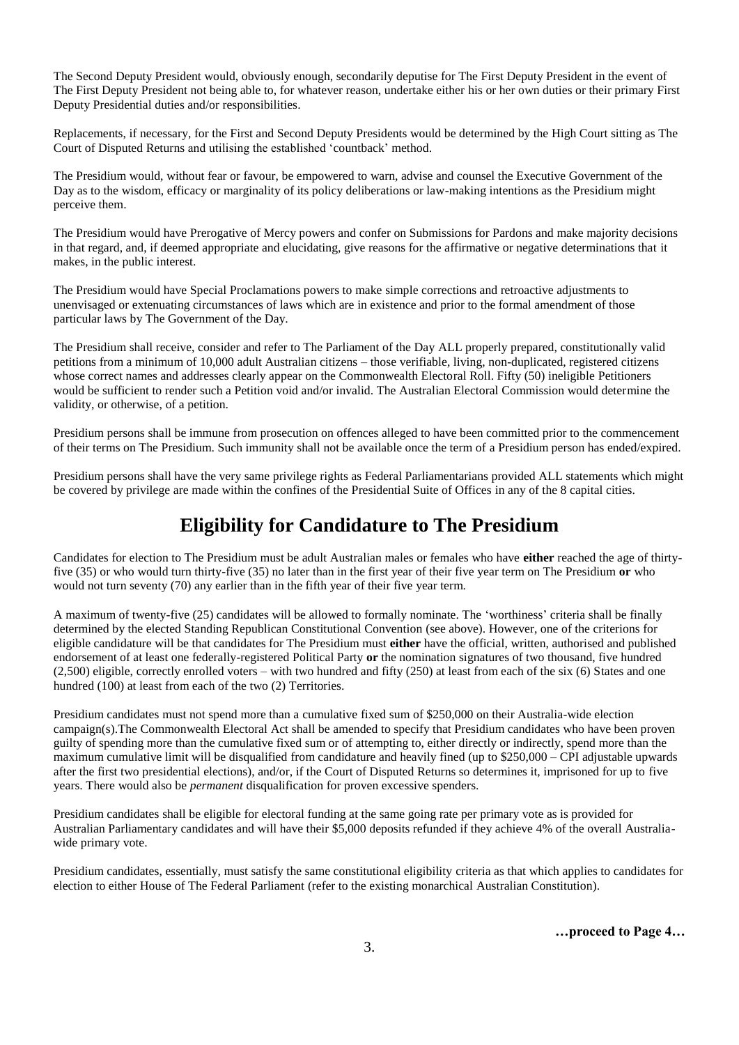The Second Deputy President would, obviously enough, secondarily deputise for The First Deputy President in the event of The First Deputy President not being able to, for whatever reason, undertake either his or her own duties or their primary First Deputy Presidential duties and/or responsibilities.

Replacements, if necessary, for the First and Second Deputy Presidents would be determined by the High Court sitting as The Court of Disputed Returns and utilising the established 'countback' method.

The Presidium would, without fear or favour, be empowered to warn, advise and counsel the Executive Government of the Day as to the wisdom, efficacy or marginality of its policy deliberations or law-making intentions as the Presidium might perceive them.

The Presidium would have Prerogative of Mercy powers and confer on Submissions for Pardons and make majority decisions in that regard, and, if deemed appropriate and elucidating, give reasons for the affirmative or negative determinations that it makes, in the public interest.

The Presidium would have Special Proclamations powers to make simple corrections and retroactive adjustments to unenvisaged or extenuating circumstances of laws which are in existence and prior to the formal amendment of those particular laws by The Government of the Day.

The Presidium shall receive, consider and refer to The Parliament of the Day ALL properly prepared, constitutionally valid petitions from a minimum of 10,000 adult Australian citizens – those verifiable, living, non-duplicated, registered citizens whose correct names and addresses clearly appear on the Commonwealth Electoral Roll. Fifty (50) ineligible Petitioners would be sufficient to render such a Petition void and/or invalid. The Australian Electoral Commission would determine the validity, or otherwise, of a petition.

Presidium persons shall be immune from prosecution on offences alleged to have been committed prior to the commencement of their terms on The Presidium. Such immunity shall not be available once the term of a Presidium person has ended/expired.

Presidium persons shall have the very same privilege rights as Federal Parliamentarians provided ALL statements which might be covered by privilege are made within the confines of the Presidential Suite of Offices in any of the 8 capital cities.

## Eligibility for Candidature to The Presidium

Candidates for election to The Presidium must be adult Australian males or females who have **either** reached the age of thirty-five (35) or who would turn thirty-five (35) no later than in the first year of their five year term on The Presidium **or** who would not turn seventy (70) any earlier than in the fifth year of their five year term.

A maximum of twenty-five (25) candidates will be allowed to formally nominate. The 'worthiness' criteria shall be finally determined by the elected Standing Republican Constitutional Convention (see above). However, one of the criterions for eligible candidature will be that candidates for The Presidium must **either** have the official, written, authorised and published endorsement of at least one federally-registered Political Party **or** the nomination signatures of two thousand, five hundred (2,500) eligible, correctly enrolled voters – with two hundred and fifty (250) at least from each of the six (6) States and one hundred (100) at least from each of the two (2) Territories.

Presidium candidates must not spend more than a cumulative fixed sum of $250,000 on their Australia-wide election campaign(s).The Commonwealth Electoral Act shall be amended to specify that Presidium candidates who have been proven guilty of spending more than the cumulative fixed sum or of attempting to, either directly or indirectly, spend more than the maximum cumulative limit will be disqualified from candidature and heavily fined (up to $250,000 – CPI adjustable upwards after the first two presidential elections), and/or, if the Court of Disputed Returns so determines it, imprisoned for up to five years. There would also be *permanent* disqualification for proven excessive spenders.

Presidium candidates shall be eligible for electoral funding at the same going rate per primary vote as is provided for Australian Parliamentary candidates and will have their $5,000 deposits refunded if they achieve 4% of the overall Australia-wide primary vote.

Presidium candidates, essentially, must satisfy the same constitutional eligibility criteria as that which applies to candidates for election to either House of The Federal Parliament (refer to the existing monarchical Australian Constitution).

**…proceed to Page 4…**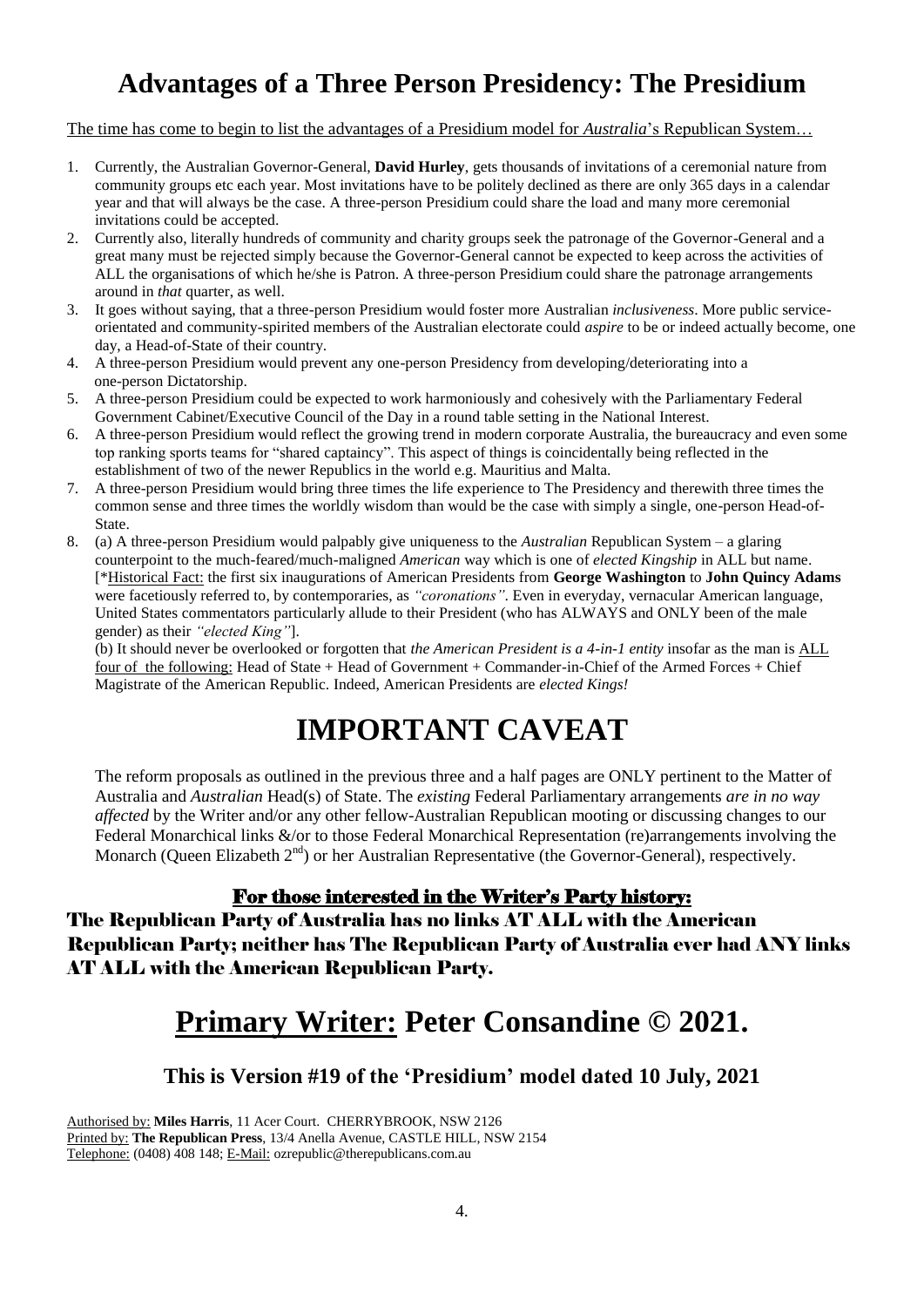# Advantages of a Three Person Presidency: The Presidium

The time has come to begin to list the advantages of a Presidium model for *Australia*'s Republican System…

1. Currently, the Australian Governor-General, **David Hurley**, gets thousands of invitations of a ceremonial nature from community groups etc each year. Most invitations have to be politely declined as there are only 365 days in a calendar year and that will always be the case. A three-person Presidium could share the load and many more ceremonial invitations could be accepted.
2. Currently also, literally hundreds of community and charity groups seek the patronage of the Governor-General and a great many must be rejected simply because the Governor-General cannot be expected to keep across the activities of ALL the organisations of which he/she is Patron. A three-person Presidium could share the patronage arrangements around in *that* quarter, as well.
3. It goes without saying, that a three-person Presidium would foster more Australian *inclusiveness*. More public service-orientated and community-spirited members of the Australian electorate could *aspire* to be or indeed actually become, one day, a Head-of-State of their country.
4. A three-person Presidium would prevent any one-person Presidency from developing/deteriorating into a one-person Dictatorship.
5. A three-person Presidium could be expected to work harmoniously and cohesively with the Parliamentary Federal Government Cabinet/Executive Council of the Day in a round table setting in the National Interest.
6. A three-person Presidium would reflect the growing trend in modern corporate Australia, the bureaucracy and even some top ranking sports teams for "shared captaincy". This aspect of things is coincidentally being reflected in the establishment of two of the newer Republics in the world e.g. Mauritius and Malta.
7. A three-person Presidium would bring three times the life experience to The Presidency and therewith three times the common sense and three times the worldly wisdom than would be the case with simply a single, one-person Head-of-State.
8. (a) A three-person Presidium would palpably give uniqueness to the *Australian* Republican System – a glaring counterpoint to the much-feared/much-maligned *American* way which is one of *elected Kingship* in ALL but name. [*Historical Fact: the first six inaugurations of American Presidents from **George Washington** to **John Quincy Adams** were facetiously referred to, by contemporaries, as *"coronations"*. Even in everyday, vernacular American language, United States commentators particularly allude to their President (who has ALWAYS and ONLY been of the male gender) as their *"elected King"*].

   (b) It should never be overlooked or forgotten that *the American President is a 4-in-1 entity* insofar as the man is ALL four of the following: Head of State + Head of Government + Commander-in-Chief of the Armed Forces + Chief Magistrate of the American Republic. Indeed, American Presidents are *elected Kings!*

# IMPORTANT CAVEAT

The reform proposals as outlined in the previous three and a half pages are ONLY pertinent to the Matter of Australia and *Australian* Head(s) of State. The *existing* Federal Parliamentary arrangements *are in no way affected* by the Writer and/or any other fellow-Australian Republican mooting or discussing changes to our Federal Monarchical links &/or to those Federal Monarchical Representation (re)arrangements involving the Monarch (Queen Elizabeth 2nd) or her Australian Representative (the Governor-General), respectively.

**For those interested in the Writer's Party history:**

**The Republican Party of Australia has no links AT ALL with the American Republican Party; neither has The Republican Party of Australia ever had ANY links AT ALL with the American Republican Party.**

## Primary Writer: Peter Consandine © 2021.

### This is Version #19 of the 'Presidium' model dated 10 July, 2021

Authorised by: **Miles Harris**, 11 Acer Court. CHERRYBROOK, NSW 2126
Printed by: **The Republican Press**, 13/4 Anella Avenue, CASTLE HILL, NSW 2154
Telephone: (0408) 408 148; E-Mail: ozrepublic@therepublicans.com.au